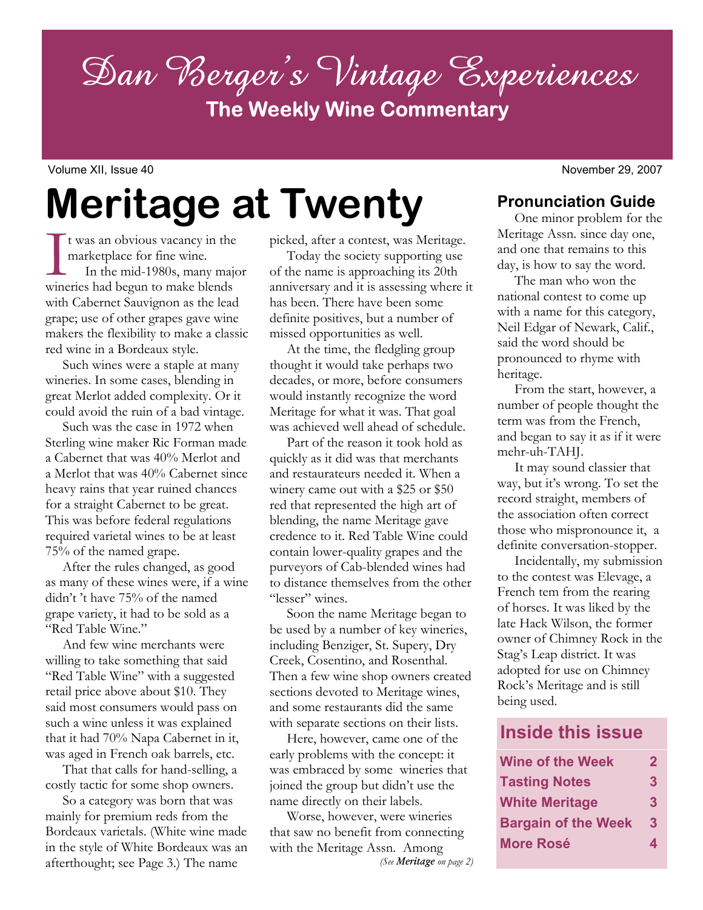›# Dan Berger's Vintage Experiences

**The Weekly Wine Commentary**

Volume XII, Issue 40 November 29, 2007

# Meritage at Twenty

It was an obvious vacancy in the marketplace for fine wine.

In the mid-1980s, many major wineries had begun to make blends with Cabernet Sauvignon as the lead grape; use of other grapes gave wine makers the flexibility to make a classic red wine in a Bordeaux style.

Such wines were a staple at many wineries. In some cases, blending in great Merlot added complexity. Or it could avoid the ruin of a bad vintage.

Such was the case in 1972 when Sterling wine maker Ric Forman made a Cabernet that was 40% Merlot and a Merlot that was 40% Cabernet since heavy rains that year ruined chances for a straight Cabernet to be great. This was before federal regulations required varietal wines to be at least 75% of the named grape.

After the rules changed, as good as many of these wines were, if a wine didn't 't have 75% of the named grape variety, it had to be sold as a "Red Table Wine."

And few wine merchants were willing to take something that said "Red Table Wine" with a suggested retail price above about $10. They said most consumers would pass on such a wine unless it was explained that it had 70% Napa Cabernet in it, was aged in French oak barrels, etc.

That that calls for hand-selling, a costly tactic for some shop owners.

So a category was born that was mainly for premium reds from the Bordeaux varietals. (White wine made in the style of White Bordeaux was an afterthought; see Page 3.) The name picked, after a contest, was Meritage.

Today the society supporting use of the name is approaching its 20th anniversary and it is assessing where it has been. There have been some definite positives, but a number of missed opportunities as well.

At the time, the fledgling group thought it would take perhaps two decades, or more, before consumers would instantly recognize the word Meritage for what it was. That goal was achieved well ahead of schedule.

Part of the reason it took hold as quickly as it did was that merchants and restaurateurs needed it. When a winery came out with a $25 or $50 red that represented the high art of blending, the name Meritage gave credence to it. Red Table Wine could contain lower-quality grapes and the purveyors of Cab-blended wines had to distance themselves from the other "lesser" wines.

Soon the name Meritage began to be used by a number of key wineries, including Benziger, St. Supery, Dry Creek, Cosentino, and Rosenthal. Then a few wine shop owners created sections devoted to Meritage wines, and some restaurants did the same with separate sections on their lists.

Here, however, came one of the early problems with the concept: it was embraced by some wineries that joined the group but didn't use the name directly on their labels.

Worse, however, were wineries that saw no benefit from connecting with the Meritage Assn. Among

*(See **Meritage** on page 2)*

## Pronunciation Guide

One minor problem for the Meritage Assn. since day one, and one that remains to this day, is how to say the word.

The man who won the national contest to come up with a name for this category, Neil Edgar of Newark, Calif., said the word should be pronounced to rhyme with heritage.

From the start, however, a number of people thought the term was from the French, and began to say it as if it were mehr-uh-TAHJ.

It may sound classier that way, but it's wrong. To set the record straight, members of the association often correct those who mispronounce it, a definite conversation-stopper.

Incidentally, my submission to the contest was Elevage, a French tem from the rearing of horses. It was liked by the late Hack Wilson, the former owner of Chimney Rock in the Stag's Leap district. It was adopted for use on Chimney Rock's Meritage and is still being used.

## Inside this issue

| | |
|---|---|
| **Wine of the Week** | **2** |
| **Tasting Notes** | **3** |
| **White Meritage** | **3** |
| **Bargain of the Week** | **3** |
| **More Rosé** | **4** |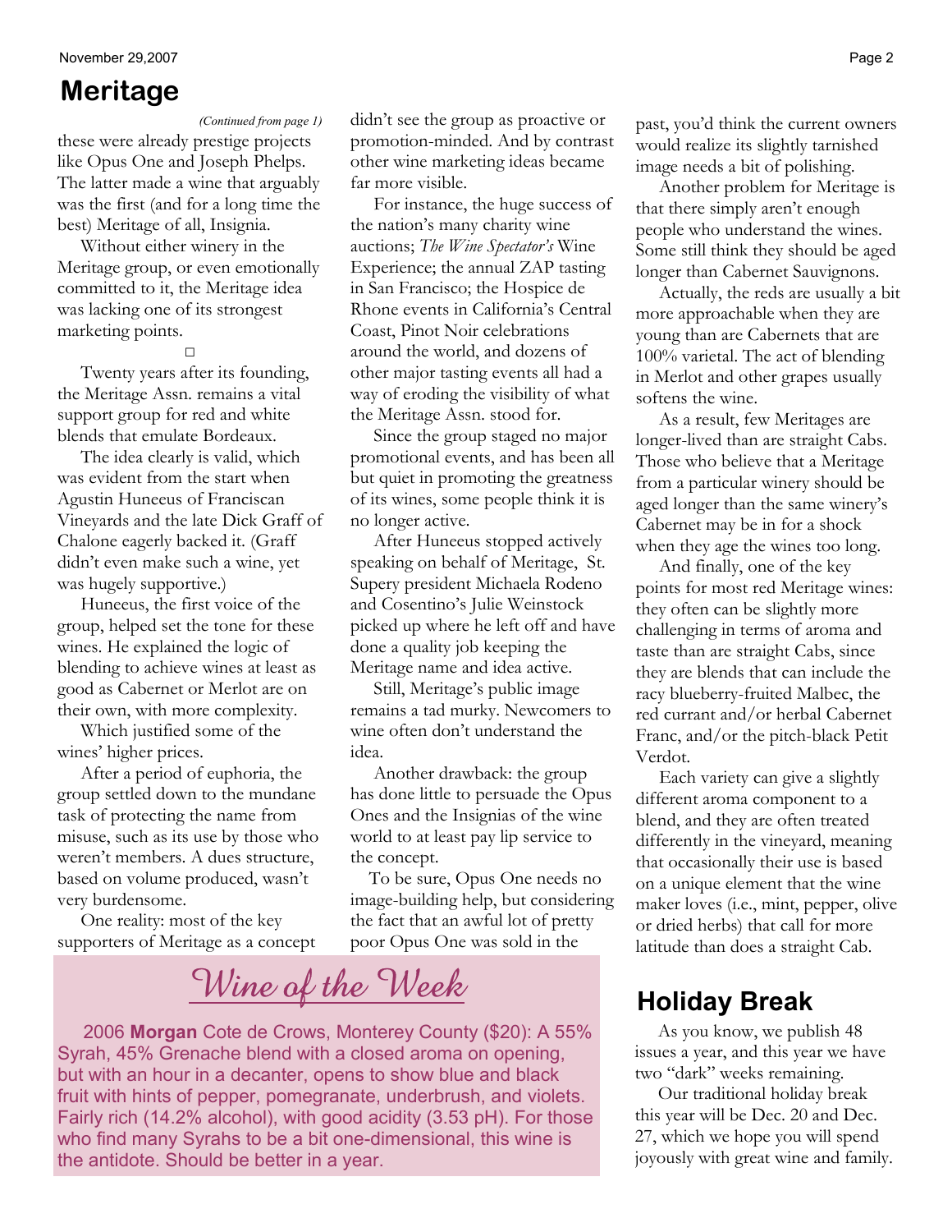## Meritage

*(Continued from page 1)*

these were already prestige projects like Opus One and Joseph Phelps. The latter made a wine that arguably was the first (and for a long time the best) Meritage of all, Insignia.

Without either winery in the Meritage group, or even emotionally committed to it, the Meritage idea was lacking one of its strongest marketing points.

□

Twenty years after its founding, the Meritage Assn. remains a vital support group for red and white blends that emulate Bordeaux.

The idea clearly is valid, which was evident from the start when Agustin Huneeus of Franciscan Vineyards and the late Dick Graff of Chalone eagerly backed it. (Graff didn't even make such a wine, yet was hugely supportive.)

Huneeus, the first voice of the group, helped set the tone for these wines. He explained the logic of blending to achieve wines at least as good as Cabernet or Merlot are on their own, with more complexity.

Which justified some of the wines' higher prices.

After a period of euphoria, the group settled down to the mundane task of protecting the name from misuse, such as its use by those who weren't members. A dues structure, based on volume produced, wasn't very burdensome.

One reality: most of the key supporters of Meritage as a concept didn't see the group as proactive or promotion-minded. And by contrast other wine marketing ideas became far more visible.

For instance, the huge success of the nation's many charity wine auctions; *The Wine Spectator's* Wine Experience; the annual ZAP tasting in San Francisco; the Hospice de Rhone events in California's Central Coast, Pinot Noir celebrations around the world, and dozens of other major tasting events all had a way of eroding the visibility of what the Meritage Assn. stood for.

Since the group staged no major promotional events, and has been all but quiet in promoting the greatness of its wines, some people think it is no longer active.

After Huneeus stopped actively speaking on behalf of Meritage, St. Supery president Michaela Rodeno and Cosentino's Julie Weinstock picked up where he left off and have done a quality job keeping the Meritage name and idea active.

Still, Meritage's public image remains a tad murky. Newcomers to wine often don't understand the idea.

Another drawback: the group has done little to persuade the Opus Ones and the Insignias of the wine world to at least pay lip service to the concept.

To be sure, Opus One needs no image-building help, but considering the fact that an awful lot of pretty poor Opus One was sold in the past, you'd think the current owners would realize its slightly tarnished image needs a bit of polishing.

Another problem for Meritage is that there simply aren't enough people who understand the wines. Some still think they should be aged longer than Cabernet Sauvignons.

Actually, the reds are usually a bit more approachable when they are young than are Cabernets that are 100% varietal. The act of blending in Merlot and other grapes usually softens the wine.

As a result, few Meritages are longer-lived than are straight Cabs. Those who believe that a Meritage from a particular winery should be aged longer than the same winery's Cabernet may be in for a shock when they age the wines too long.

And finally, one of the key points for most red Meritage wines: they often can be slightly more challenging in terms of aroma and taste than are straight Cabs, since they are blends that can include the racy blueberry-fruited Malbec, the red currant and/or herbal Cabernet Franc, and/or the pitch-black Petit Verdot.

Each variety can give a slightly different aroma component to a blend, and they are often treated differently in the vineyard, meaning that occasionally their use is based on a unique element that the wine maker loves (i.e., mint, pepper, olive or dried herbs) that call for more latitude than does a straight Cab.

## Wine of the Week

2006 **Morgan** Cote de Crows, Monterey County ($20): A 55% Syrah, 45% Grenache blend with a closed aroma on opening, but with an hour in a decanter, opens to show blue and black fruit with hints of pepper, pomegranate, underbrush, and violets. Fairly rich (14.2% alcohol), with good acidity (3.53 pH). For those who find many Syrahs to be a bit one-dimensional, this wine is the antidote. Should be better in a year.

## Holiday Break

As you know, we publish 48 issues a year, and this year we have two "dark" weeks remaining.

Our traditional holiday break this year will be Dec. 20 and Dec. 27, which we hope you will spend joyously with great wine and family.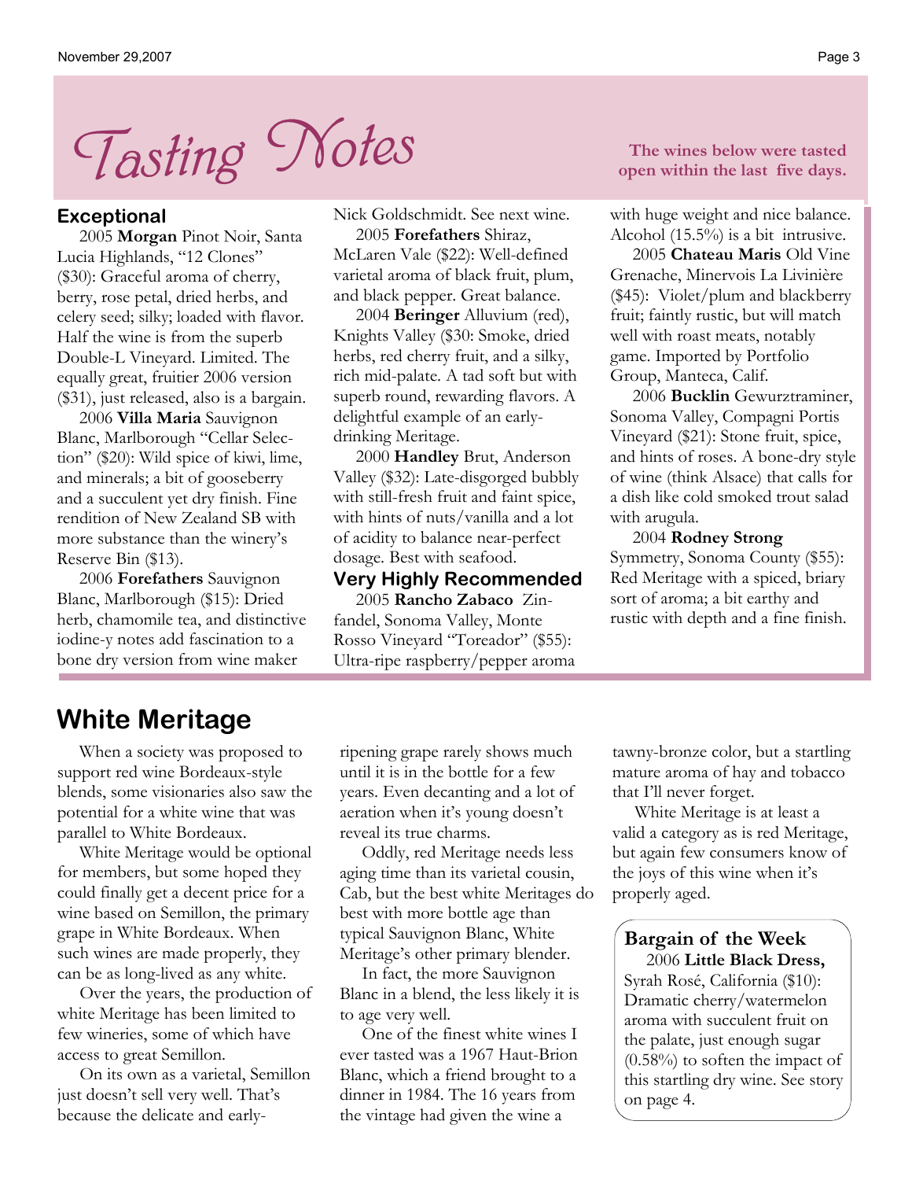# Tasting Notes

**The wines below were tasted open within the last five days.**

## Exceptional

2005 **Morgan** Pinot Noir, Santa Lucia Highlands, "12 Clones" ($30): Graceful aroma of cherry, berry, rose petal, dried herbs, and celery seed; silky; loaded with flavor. Half the wine is from the superb Double-L Vineyard. Limited. The equally great, fruitier 2006 version ($31), just released, also is a bargain.

2006 **Villa Maria** Sauvignon Blanc, Marlborough "Cellar Selection" ($20): Wild spice of kiwi, lime, and minerals; a bit of gooseberry and a succulent yet dry finish. Fine rendition of New Zealand SB with more substance than the winery's Reserve Bin ($13).

2006 **Forefathers** Sauvignon Blanc, Marlborough ($15): Dried herb, chamomile tea, and distinctive iodine-y notes add fascination to a bone dry version from wine maker Nick Goldschmidt. See next wine.

2005 **Forefathers** Shiraz, McLaren Vale ($22): Well-defined varietal aroma of black fruit, plum, and black pepper. Great balance.

2004 **Beringer** Alluvium (red), Knights Valley ($30: Smoke, dried herbs, red cherry fruit, and a silky, rich mid-palate. A tad soft but with superb round, rewarding flavors. A delightful example of an early-drinking Meritage.

2000 **Handley** Brut, Anderson Valley ($32): Late-disgorged bubbly with still-fresh fruit and faint spice, with hints of nuts/vanilla and a lot of acidity to balance near-perfect dosage. Best with seafood.

## Very Highly Recommended

2005 **Rancho Zabaco** Zinfandel, Sonoma Valley, Monte Rosso Vineyard "Toreador" ($55): Ultra-ripe raspberry/pepper aroma with huge weight and nice balance. Alcohol (15.5%) is a bit intrusive.

2005 **Chateau Maris** Old Vine Grenache, Minervois La Livinière ($45): Violet/plum and blackberry fruit; faintly rustic, but will match well with roast meats, notably game. Imported by Portfolio Group, Manteca, Calif.

2006 **Bucklin** Gewurztraminer, Sonoma Valley, Compagni Portis Vineyard ($21): Stone fruit, spice, and hints of roses. A bone-dry style of wine (think Alsace) that calls for a dish like cold smoked trout salad with arugula.

2004 **Rodney Strong** Symmetry, Sonoma County ($55): Red Meritage with a spiced, briary sort of aroma; a bit earthy and rustic with depth and a fine finish.

# White Meritage

When a society was proposed to support red wine Bordeaux-style blends, some visionaries also saw the potential for a white wine that was parallel to White Bordeaux.

White Meritage would be optional for members, but some hoped they could finally get a decent price for a wine based on Semillon, the primary grape in White Bordeaux. When such wines are made properly, they can be as long-lived as any white.

Over the years, the production of white Meritage has been limited to few wineries, some of which have access to great Semillon.

On its own as a varietal, Semillon just doesn't sell very well. That's because the delicate and early-ripening grape rarely shows much until it is in the bottle for a few years. Even decanting and a lot of aeration when it's young doesn't reveal its true charms.

Oddly, red Meritage needs less aging time than its varietal cousin, Cab, but the best white Meritages do best with more bottle age than typical Sauvignon Blanc, White Meritage's other primary blender.

In fact, the more Sauvignon Blanc in a blend, the less likely it is to age very well.

One of the finest white wines I ever tasted was a 1967 Haut-Brion Blanc, which a friend brought to a dinner in 1984. The 16 years from the vintage had given the wine a tawny-bronze color, but a startling mature aroma of hay and tobacco that I'll never forget.

White Meritage is at least a valid a category as is red Meritage, but again few consumers know of the joys of this wine when it's properly aged.

### Bargain of the Week

2006 **Little Black Dress,** Syrah Rosé, California ($10): Dramatic cherry/watermelon aroma with succulent fruit on the palate, just enough sugar (0.58%) to soften the impact of this startling dry wine. See story on page 4.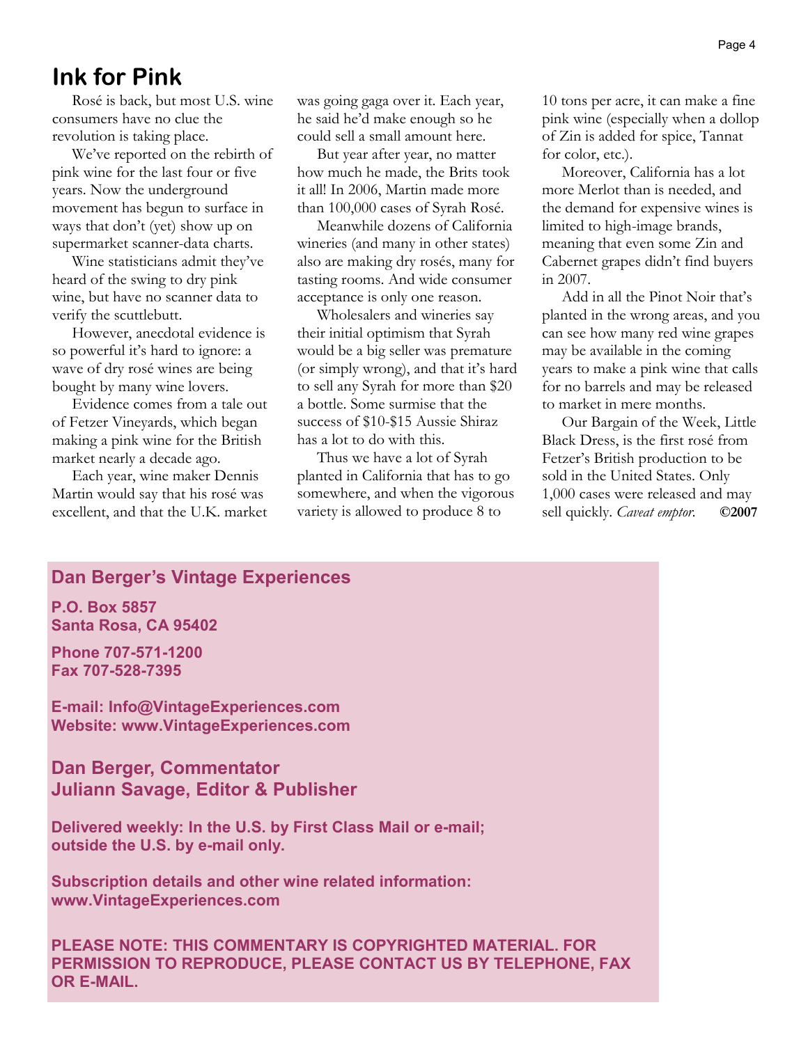# Ink for Pink

Rosé is back, but most U.S. wine consumers have no clue the revolution is taking place.

We've reported on the rebirth of pink wine for the last four or five years. Now the underground movement has begun to surface in ways that don't (yet) show up on supermarket scanner-data charts.

Wine statisticians admit they've heard of the swing to dry pink wine, but have no scanner data to verify the scuttlebutt.

However, anecdotal evidence is so powerful it's hard to ignore: a wave of dry rosé wines are being bought by many wine lovers.

Evidence comes from a tale out of Fetzer Vineyards, which began making a pink wine for the British market nearly a decade ago.

Each year, wine maker Dennis Martin would say that his rosé was excellent, and that the U.K. market was going gaga over it. Each year, he said he'd make enough so he could sell a small amount here.

But year after year, no matter how much he made, the Brits took it all! In 2006, Martin made more than 100,000 cases of Syrah Rosé.

Meanwhile dozens of California wineries (and many in other states) also are making dry rosés, many for tasting rooms. And wide consumer acceptance is only one reason.

Wholesalers and wineries say their initial optimism that Syrah would be a big seller was premature (or simply wrong), and that it's hard to sell any Syrah for more than $20 a bottle. Some surmise that the success of $10-$15 Aussie Shiraz has a lot to do with this.

Thus we have a lot of Syrah planted in California that has to go somewhere, and when the vigorous variety is allowed to produce 8 to 10 tons per acre, it can make a fine pink wine (especially when a dollop of Zin is added for spice, Tannat for color, etc.).

Moreover, California has a lot more Merlot than is needed, and the demand for expensive wines is limited to high-image brands, meaning that even some Zin and Cabernet grapes didn't find buyers in 2007.

Add in all the Pinot Noir that's planted in the wrong areas, and you can see how many red wine grapes may be available in the coming years to make a pink wine that calls for no barrels and may be released to market in mere months.

Our Bargain of the Week, Little Black Dress, is the first rosé from Fetzer's British production to be sold in the United States. Only 1,000 cases were released and may sell quickly. *Caveat emptor.* **©2007**

---

**Dan Berger's Vintage Experiences**

**P.O. Box 5857**
**Santa Rosa, CA 95402**

**Phone 707-571-1200**
**Fax 707-528-7395**

**E-mail: Info@VintageExperiences.com**
**Website: www.VintageExperiences.com**

**Dan Berger, Commentator**
**Juliann Savage, Editor & Publisher**

**Delivered weekly: In the U.S. by First Class Mail or e-mail; outside the U.S. by e-mail only.**

**Subscription details and other wine related information: www.VintageExperiences.com**

**PLEASE NOTE: THIS COMMENTARY IS COPYRIGHTED MATERIAL. FOR PERMISSION TO REPRODUCE, PLEASE CONTACT US BY TELEPHONE, FAX OR E-MAIL.**